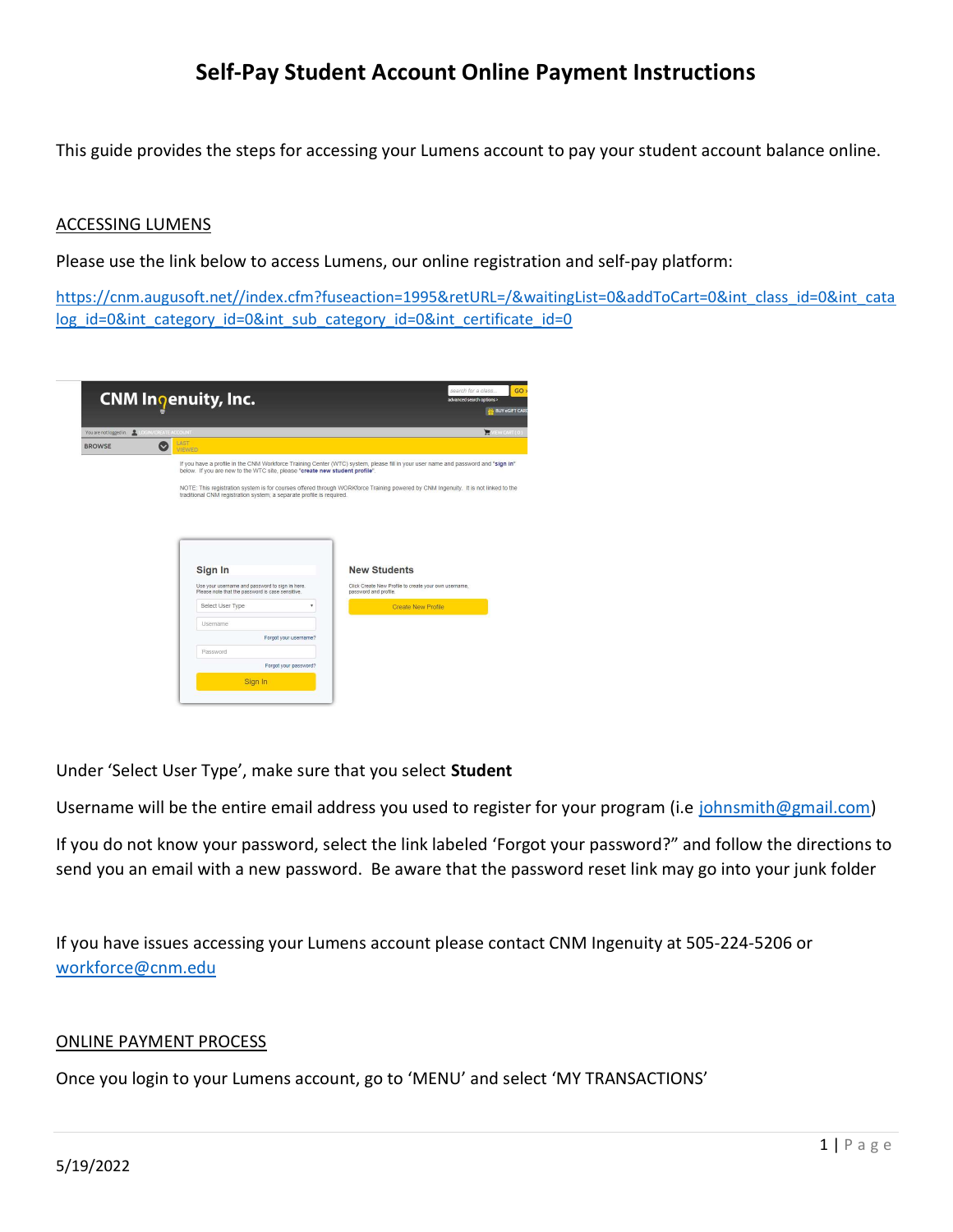# Self-Pay Student Account Online Payment Instructions

This guide provides the steps for accessing your Lumens account to pay your student account balance online.

## ACCESSING LUMENS

Please use the link below to access Lumens, our online registration and self-pay platform:

https://cnm.augusoft.net//index.cfm?fuseaction=1995&retURL=/&waitingList=0&addToCart=0&int_class_id=0&int_catalog_id=0&int_category_id=0&int_sub_category_id=0&int_certificate_id=0

Under 'Select User Type', make sure that you select **Student**

Username will be the entire email address you used to register for your program (i.e johnsmith@gmail.com)

If you do not know your password, select the link labeled 'Forgot your password?" and follow the directions to send you an email with a new password. Be aware that the password reset link may go into your junk folder

If you have issues accessing your Lumens account please contact CNM Ingenuity at 505-224-5206 or workforce@cnm.edu

## ONLINE PAYMENT PROCESS

Once you login to your Lumens account, go to 'MENU' and select 'MY TRANSACTIONS'

5/19/2022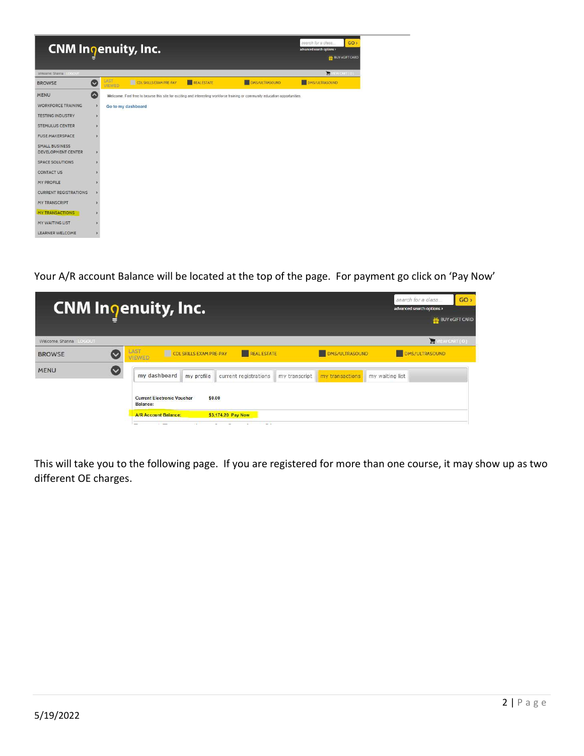Your A/R account Balance will be located at the top of the page. For payment go click on 'Pay Now'

This will take you to the following page. If you are registered for more than one course, it may show up as two different OE charges.

5/19/2022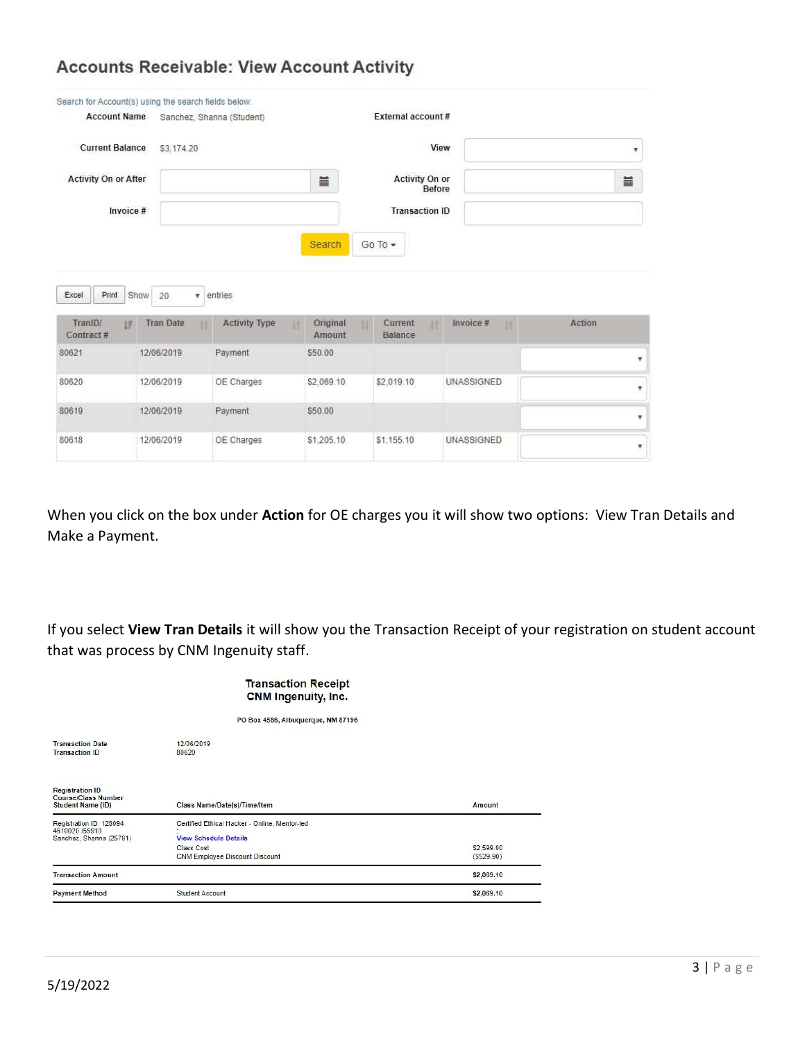## Accounts Receivable: View Account Activity

Search for Account(s) using the search fields below:

| | | | |
|---|---|---|---|
| **Account Name** | Sanchez, Shanna (Student) | **External account #** | |
| **Current Balance** | $3,174.20 | **View** | |
| **Activity On or After** | | **Activity On or Before** | |
| **Invoice #** | | **Transaction ID** | |

Search | Go To

Excel | Print | Show 20 entries

| TranID/ Contract # | Tran Date | Activity Type | Original Amount | Current Balance | Invoice # | Action |
|---|---|---|---|---|---|---|
| 80621 | 12/06/2019 | Payment | $50.00 | | | |
| 80620 | 12/06/2019 | OE Charges | $2,069.10 | $2,019.10 | UNASSIGNED | |
| 80619 | 12/06/2019 | Payment | $50.00 | | | |
| 80618 | 12/06/2019 | OE Charges | $1,205.10 | $1,155.10 | UNASSIGNED | |

When you click on the box under **Action** for OE charges you it will show two options: View Tran Details and Make a Payment.

If you select **View Tran Details** it will show you the Transaction Receipt of your registration on student account that was process by CNM Ingenuity staff.

**Transaction Receipt**
**CNM Ingenuity, Inc.**

PO Box 4586, Albuquerque, NM 87196

Transaction Date: 12/06/2019
Transaction ID: 80620

| Registration ID / Course/Class Number / Student Name (ID) | Class Name/Date(s)/Time/Item | Amount |
|---|---|---|
| Registration ID: 128094<br>4610020 /55910<br>Sanchez, Shanna (25791) | Certified Ethical Hacker - Online, Mentor-led<br>:<br>View Schedule Details<br>Class Cost<br>CNM Employee Discount Discount | <br><br><br>$2,599.00<br>($529.90) |
| **Transaction Amount** | | **$2,069.10** |
| Payment Method | Student Account | $2,069.10 |

5/19/2022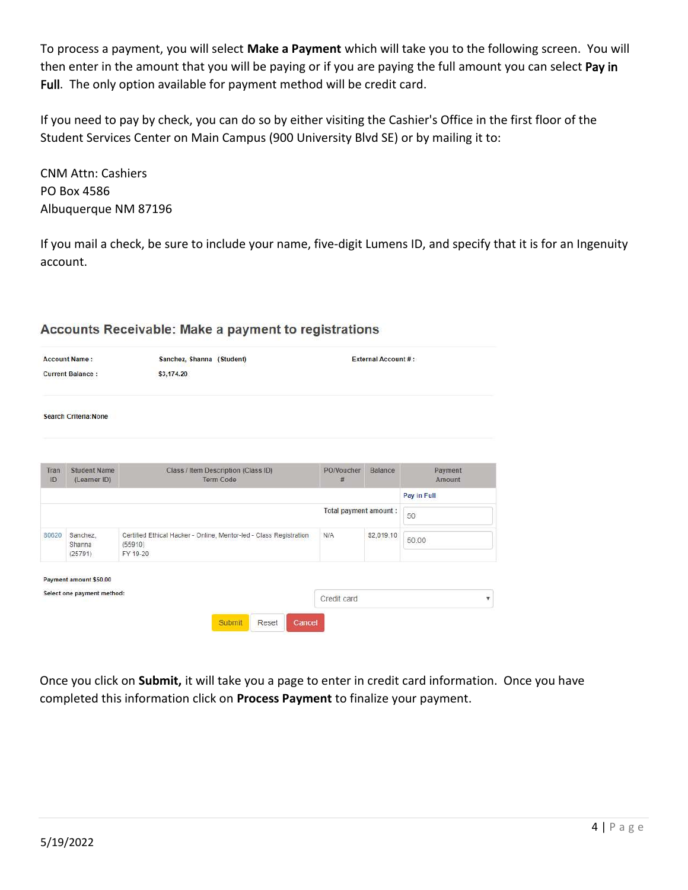To process a payment, you will select **Make a Payment** which will take you to the following screen. You will then enter in the amount that you will be paying or if you are paying the full amount you can select **Pay in Full**. The only option available for payment method will be credit card.

If you need to pay by check, you can do so by either visiting the Cashier's Office in the first floor of the Student Services Center on Main Campus (900 University Blvd SE) or by mailing it to:

CNM Attn: Cashiers
PO Box 4586
Albuquerque NM 87196

If you mail a check, be sure to include your name, five-digit Lumens ID, and specify that it is for an Ingenuity account.

### Accounts Receivable: Make a payment to registrations

Account Name : Sanchez, Shanna (Student) External Account # :

Current Balance : $3,174.20

Search Criteria:None

| Tran ID | Student Name (Learner ID) | Class / Item Description (Class ID) Term Code | PO/Voucher # | Balance | Payment Amount |
|---|---|---|---|---|---|
| | | | | | Pay in Full |
| | | | Total payment amount : | | 50 |
| 80620 | Sanchez, Shanna (25791) | Certified Ethical Hacker - Online, Mentor-led - Class Registration (55910) FY 19-20 | N/A | $2,019.10 | 50.00 |

Payment amount $50.00

Select one payment method: Credit card

Submit Reset Cancel

Once you click on **Submit,** it will take you a page to enter in credit card information. Once you have completed this information click on **Process Payment** to finalize your payment.

5/19/2022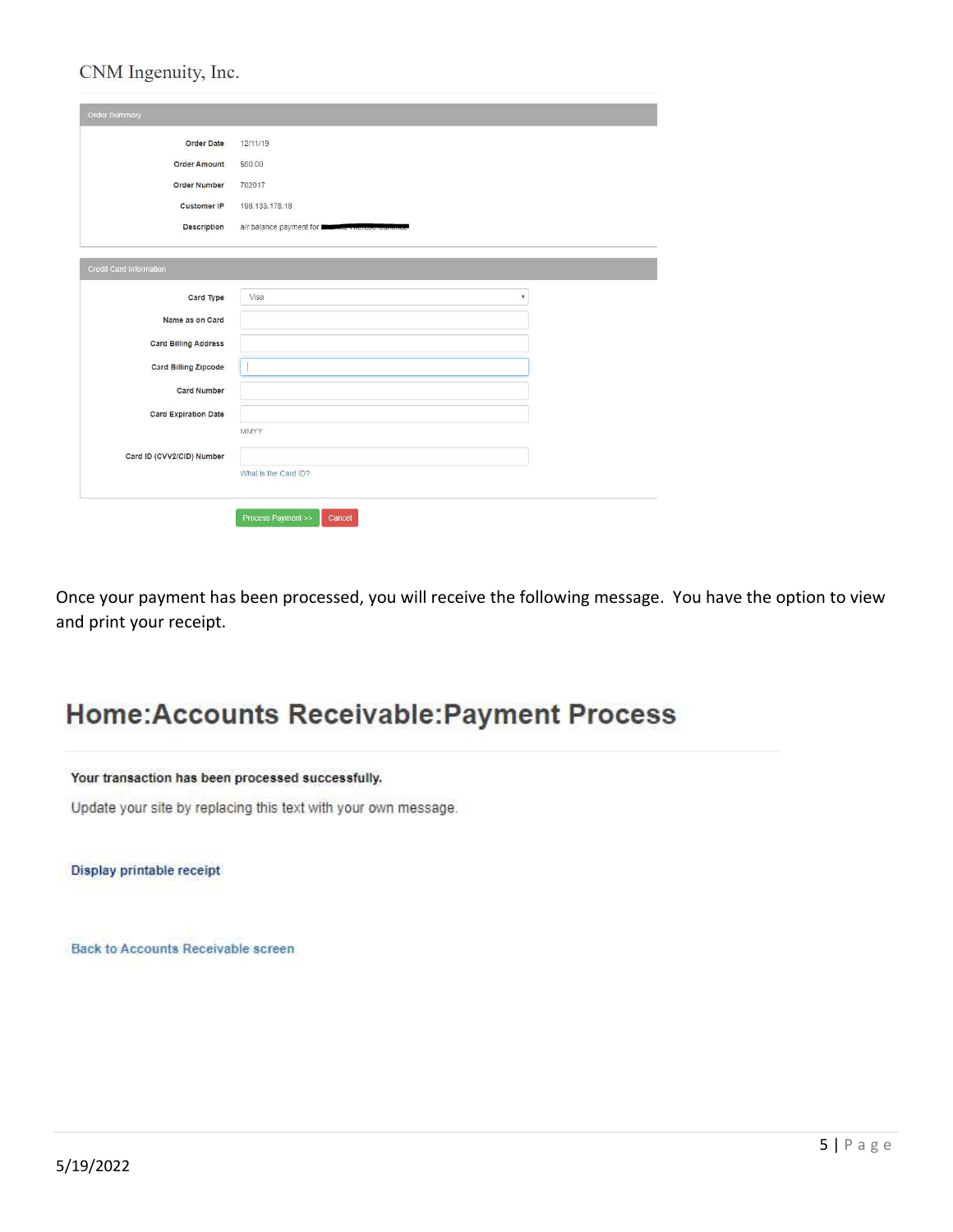CNM Ingenuity, Inc.

**Order Summary**

| | |
|---|---|
| Order Date | 12/11/19 |
| Order Amount | $60.00 |
| Order Number | 702017 |
| Customer IP | 198.133.178.18 |
| Description | a/r balance payment for |

**Credit Card Information**

| | |
|---|---|
| Card Type | Visa |
| Name as on Card | |
| Card Billing Address | |
| Card Billing Zipcode | |
| Card Number | |
| Card Expiration Date | MMYY |
| Card ID (CVV2/CID) Number | What is the Card ID? |

Process Payment >> Cancel

Once your payment has been processed, you will receive the following message. You have the option to view and print your receipt.

# Home:Accounts Receivable:Payment Process

**Your transaction has been processed successfully.**

Update your site by replacing this text with your own message.

**Display printable receipt**

Back to Accounts Receivable screen

5/19/2022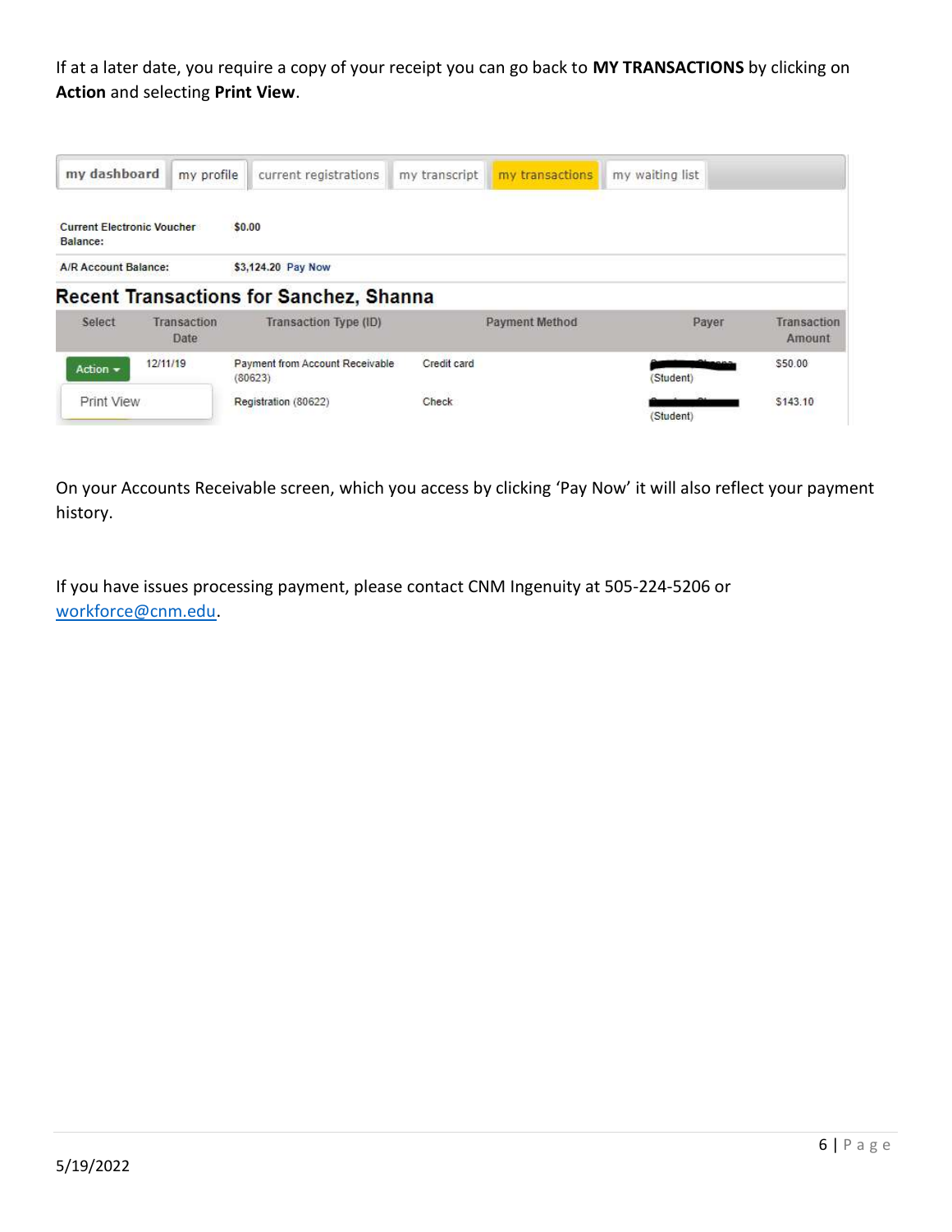If at a later date, you require a copy of your receipt you can go back to **MY TRANSACTIONS** by clicking on **Action** and selecting **Print View**.

my dashboard | my profile | current registrations | my transcript | my transactions | my waiting list

| | |
|---|---|
| Current Electronic Voucher Balance: | $0.00 |
| A/R Account Balance: | $3,124.20 Pay Now |

**Recent Transactions for Sanchez, Shanna**

| Select | Transaction Date | Transaction Type (ID) | Payment Method | Payer | Transaction Amount |
|---|---|---|---|---|---|
| Action | 12/11/19 | Payment from Account Receivable (80623) | Credit card | (Student) | $50.00 |
| Print View | | Registration (80622) | Check | (Student) | $143.10 |

On your Accounts Receivable screen, which you access by clicking 'Pay Now' it will also reflect your payment history.

If you have issues processing payment, please contact CNM Ingenuity at 505-224-5206 or workforce@cnm.edu.

5/19/2022